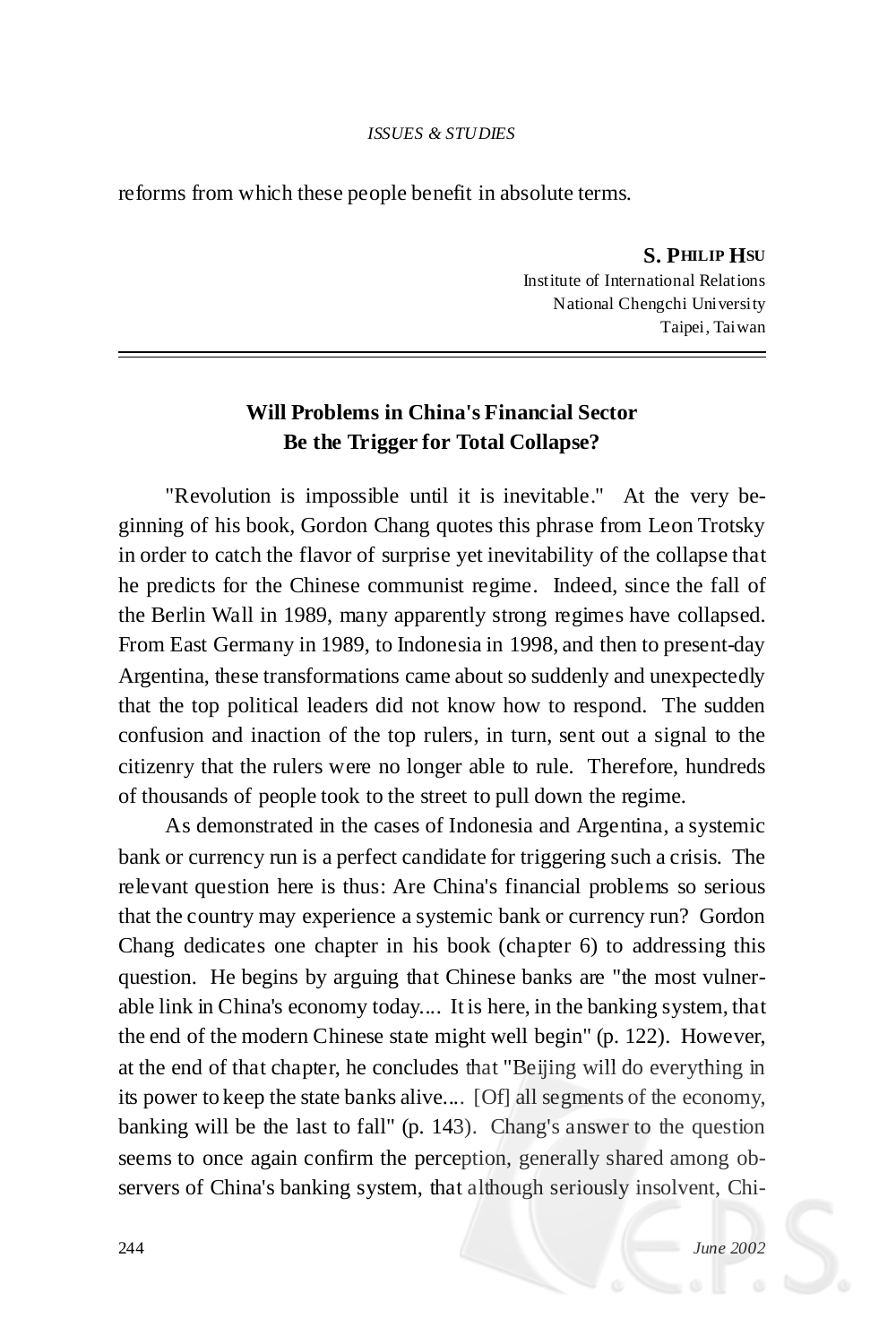reforms from which these people benefit in absolute terms.

**S. PHILIP HSU**
Institute of International Relations
National Chengchi University
Taipei, Taiwan

---

## Will Problems in China's Financial Sector Be the Trigger for Total Collapse?

"Revolution is impossible until it is inevitable." At the very beginning of his book, Gordon Chang quotes this phrase from Leon Trotsky in order to catch the flavor of surprise yet inevitability of the collapse that he predicts for the Chinese communist regime. Indeed, since the fall of the Berlin Wall in 1989, many apparently strong regimes have collapsed. From East Germany in 1989, to Indonesia in 1998, and then to present-day Argentina, these transformations came about so suddenly and unexpectedly that the top political leaders did not know how to respond. The sudden confusion and inaction of the top rulers, in turn, sent out a signal to the citizenry that the rulers were no longer able to rule. Therefore, hundreds of thousands of people took to the street to pull down the regime.

As demonstrated in the cases of Indonesia and Argentina, a systemic bank or currency run is a perfect candidate for triggering such a crisis. The relevant question here is thus: Are China's financial problems so serious that the country may experience a systemic bank or currency run? Gordon Chang dedicates one chapter in his book (chapter 6) to addressing this question. He begins by arguing that Chinese banks are "the most vulnerable link in China's economy today.... It is here, in the banking system, that the end of the modern Chinese state might well begin" (p. 122). However, at the end of that chapter, he concludes that "Beijing will do everything in its power to keep the state banks alive.... [Of] all segments of the economy, banking will be the last to fall" (p. 143). Chang's answer to the question seems to once again confirm the perception, generally shared among observers of China's banking system, that although seriously insolvent, Chi-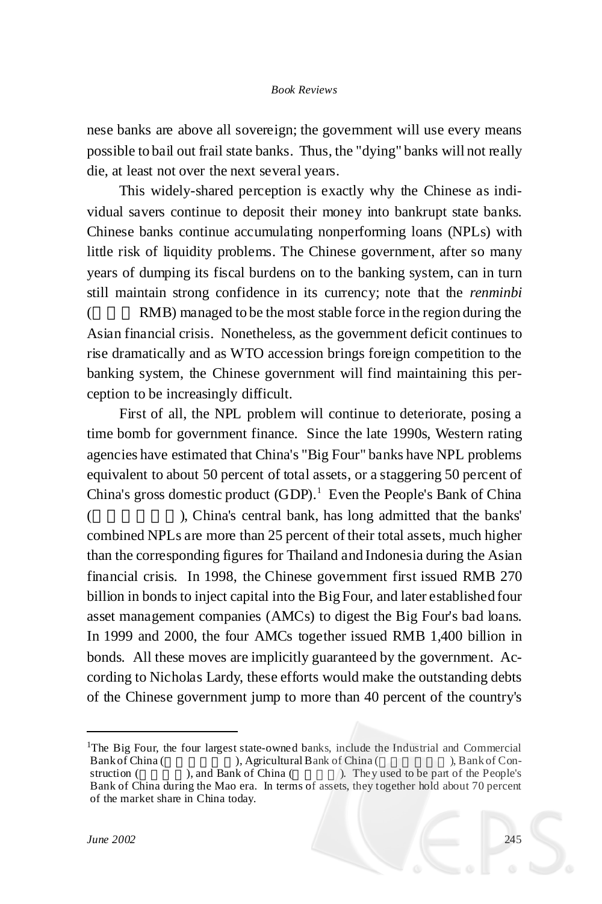nese banks are above all sovereign; the government will use every means possible to bail out frail state banks. Thus, the "dying" banks will not really die, at least not over the next several years.

This widely-shared perception is exactly why the Chinese as individual savers continue to deposit their money into bankrupt state banks. Chinese banks continue accumulating nonperforming loans (NPLs) with little risk of liquidity problems. The Chinese government, after so many years of dumping its fiscal burdens on to the banking system, can in turn still maintain strong confidence in its currency; note that the *renminbi* ( RMB) managed to be the most stable force in the region during the Asian financial crisis. Nonetheless, as the government deficit continues to rise dramatically and as WTO accession brings foreign competition to the banking system, the Chinese government will find maintaining this perception to be increasingly difficult.

First of all, the NPL problem will continue to deteriorate, posing a time bomb for government finance. Since the late 1990s, Western rating agencies have estimated that China's "Big Four" banks have NPL problems equivalent to about 50 percent of total assets, or a staggering 50 percent of China's gross domestic product (GDP).[1] Even the People's Bank of China ( ), China's central bank, has long admitted that the banks' combined NPLs are more than 25 percent of their total assets, much higher than the corresponding figures for Thailand and Indonesia during the Asian financial crisis. In 1998, the Chinese government first issued RMB 270 billion in bonds to inject capital into the Big Four, and later established four asset management companies (AMCs) to digest the Big Four's bad loans. In 1999 and 2000, the four AMCs together issued RMB 1,400 billion in bonds. All these moves are implicitly guaranteed by the government. According to Nicholas Lardy, these efforts would make the outstanding debts of the Chinese government jump to more than 40 percent of the country's

---

[1]The Big Four, the four largest state-owned banks, include the Industrial and Commercial Bank of China ( ), Agricultural Bank of China ( ), Bank of Construction ( ), and Bank of China ( ). They used to be part of the People's Bank of China during the Mao era. In terms of assets, they together hold about 70 percent of the market share in China today.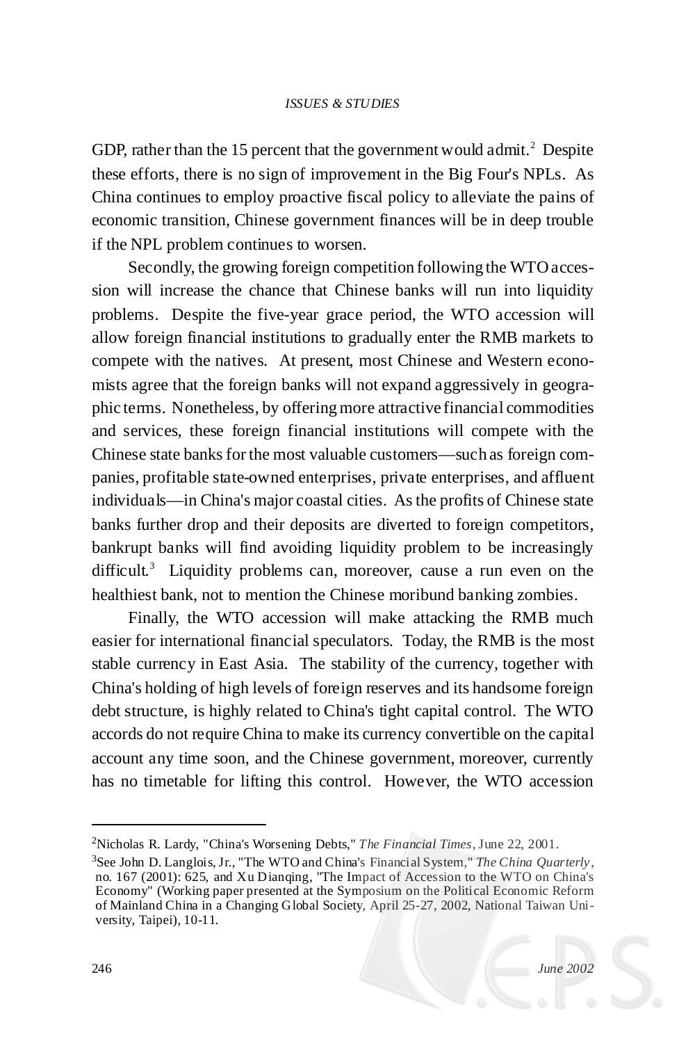GDP, rather than the 15 percent that the government would admit.[2] Despite these efforts, there is no sign of improvement in the Big Four's NPLs. As China continues to employ proactive fiscal policy to alleviate the pains of economic transition, Chinese government finances will be in deep trouble if the NPL problem continues to worsen.

Secondly, the growing foreign competition following the WTO accession will increase the chance that Chinese banks will run into liquidity problems. Despite the five-year grace period, the WTO accession will allow foreign financial institutions to gradually enter the RMB markets to compete with the natives. At present, most Chinese and Western economists agree that the foreign banks will not expand aggressively in geographic terms. Nonetheless, by offering more attractive financial commodities and services, these foreign financial institutions will compete with the Chinese state banks for the most valuable customers—such as foreign companies, profitable state-owned enterprises, private enterprises, and affluent individuals—in China's major coastal cities. As the profits of Chinese state banks further drop and their deposits are diverted to foreign competitors, bankrupt banks will find avoiding liquidity problem to be increasingly difficult.[3] Liquidity problems can, moreover, cause a run even on the healthiest bank, not to mention the Chinese moribund banking zombies.

Finally, the WTO accession will make attacking the RMB much easier for international financial speculators. Today, the RMB is the most stable currency in East Asia. The stability of the currency, together with China's holding of high levels of foreign reserves and its handsome foreign debt structure, is highly related to China's tight capital control. The WTO accords do not require China to make its currency convertible on the capital account any time soon, and the Chinese government, moreover, currently has no timetable for lifting this control. However, the WTO accession

---

[2] Nicholas R. Lardy, "China's Worsening Debts," *The Financial Times*, June 22, 2001.

[3] See John D. Langlois, Jr., "The WTO and China's Financial System," *The China Quarterly*, no. 167 (2001): 625, and Xu Dianqing, "The Impact of Accession to the WTO on China's Economy" (Working paper presented at the Symposium on the Political Economic Reform of Mainland China in a Changing Global Society, April 25-27, 2002, National Taiwan University, Taipei), 10-11.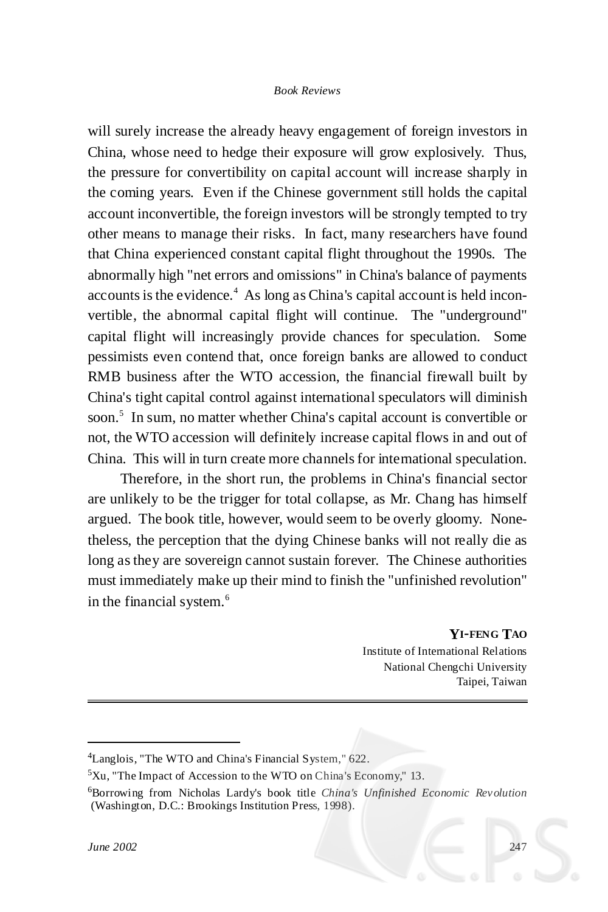will surely increase the already heavy engagement of foreign investors in China, whose need to hedge their exposure will grow explosively. Thus, the pressure for convertibility on capital account will increase sharply in the coming years. Even if the Chinese government still holds the capital account inconvertible, the foreign investors will be strongly tempted to try other means to manage their risks. In fact, many researchers have found that China experienced constant capital flight throughout the 1990s. The abnormally high "net errors and omissions" in China's balance of payments accounts is the evidence.[4] As long as China's capital account is held inconvertible, the abnormal capital flight will continue. The "underground" capital flight will increasingly provide chances for speculation. Some pessimists even contend that, once foreign banks are allowed to conduct RMB business after the WTO accession, the financial firewall built by China's tight capital control against international speculators will diminish soon.[5] In sum, no matter whether China's capital account is convertible or not, the WTO accession will definitely increase capital flows in and out of China. This will in turn create more channels for international speculation.

Therefore, in the short run, the problems in China's financial sector are unlikely to be the trigger for total collapse, as Mr. Chang has himself argued. The book title, however, would seem to be overly gloomy. Nonetheless, the perception that the dying Chinese banks will not really die as long as they are sovereign cannot sustain forever. The Chinese authorities must immediately make up their mind to finish the "unfinished revolution" in the financial system.[6]

**YI-FENG TAO**
Institute of International Relations
National Chengchi University
Taipei, Taiwan

---

[4]Langlois, "The WTO and China's Financial System," 622.

[5]Xu, "The Impact of Accession to the WTO on China's Economy," 13.

[6]Borrowing from Nicholas Lardy's book title *China's Unfinished Economic Revolution* (Washington, D.C.: Brookings Institution Press, 1998).